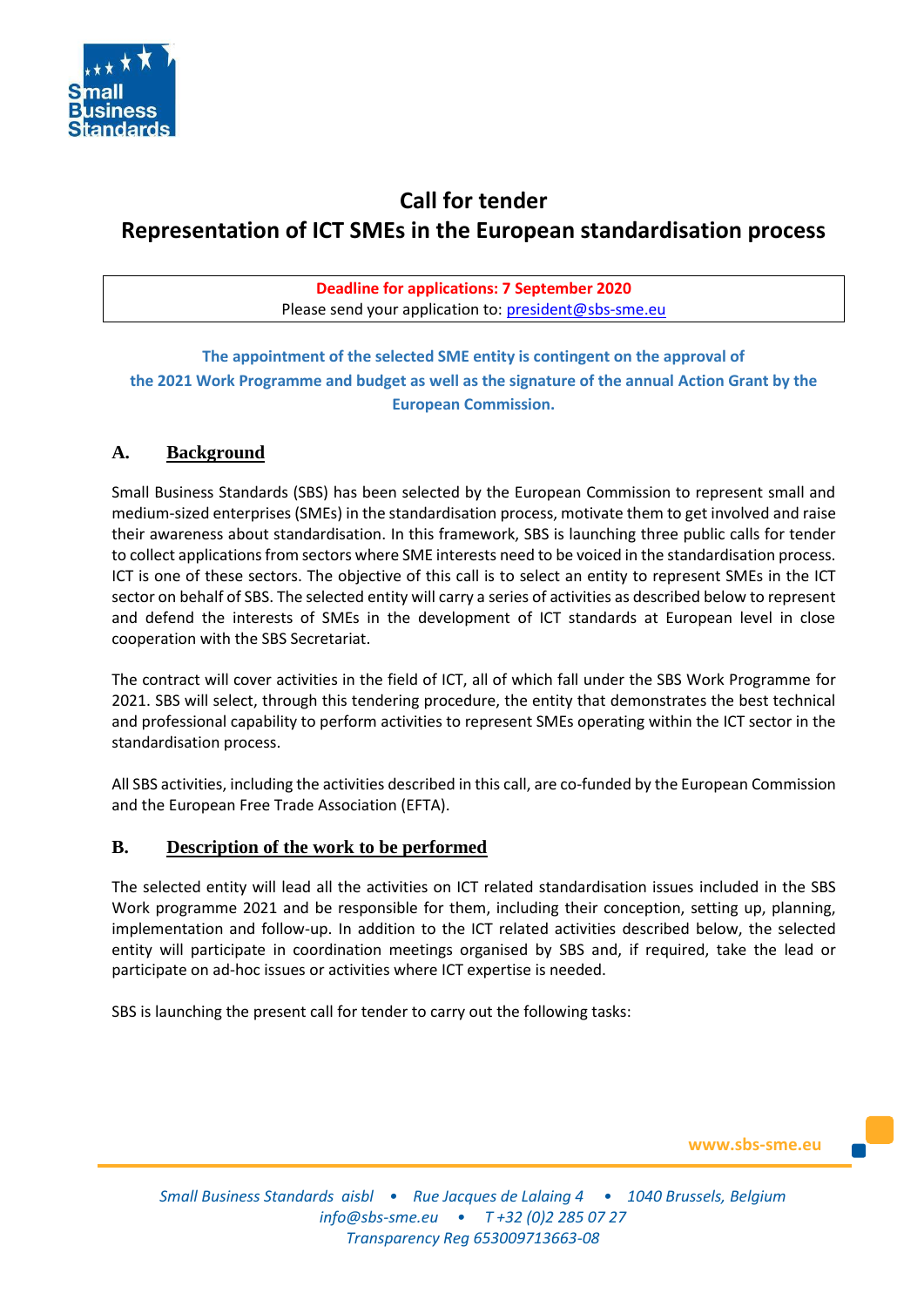# Call for tender

# Representation of ICT SMEs in the European standardisation process

**Deadline for applications: 7 September 2020**
Please send your application to: president@sbs-sme.eu

**The appointment of the selected SME entity is contingent on the approval of the 2021 Work Programme and budget as well as the signature of the annual Action Grant by the European Commission.**

## A. Background

Small Business Standards (SBS) has been selected by the European Commission to represent small and medium-sized enterprises (SMEs) in the standardisation process, motivate them to get involved and raise their awareness about standardisation. In this framework, SBS is launching three public calls for tender to collect applications from sectors where SME interests need to be voiced in the standardisation process. ICT is one of these sectors. The objective of this call is to select an entity to represent SMEs in the ICT sector on behalf of SBS. The selected entity will carry a series of activities as described below to represent and defend the interests of SMEs in the development of ICT standards at European level in close cooperation with the SBS Secretariat.

The contract will cover activities in the field of ICT, all of which fall under the SBS Work Programme for 2021. SBS will select, through this tendering procedure, the entity that demonstrates the best technical and professional capability to perform activities to represent SMEs operating within the ICT sector in the standardisation process.

All SBS activities, including the activities described in this call, are co-funded by the European Commission and the European Free Trade Association (EFTA).

## B. Description of the work to be performed

The selected entity will lead all the activities on ICT related standardisation issues included in the SBS Work programme 2021 and be responsible for them, including their conception, setting up, planning, implementation and follow-up. In addition to the ICT related activities described below, the selected entity will participate in coordination meetings organised by SBS and, if required, take the lead or participate on ad-hoc issues or activities where ICT expertise is needed.

SBS is launching the present call for tender to carry out the following tasks: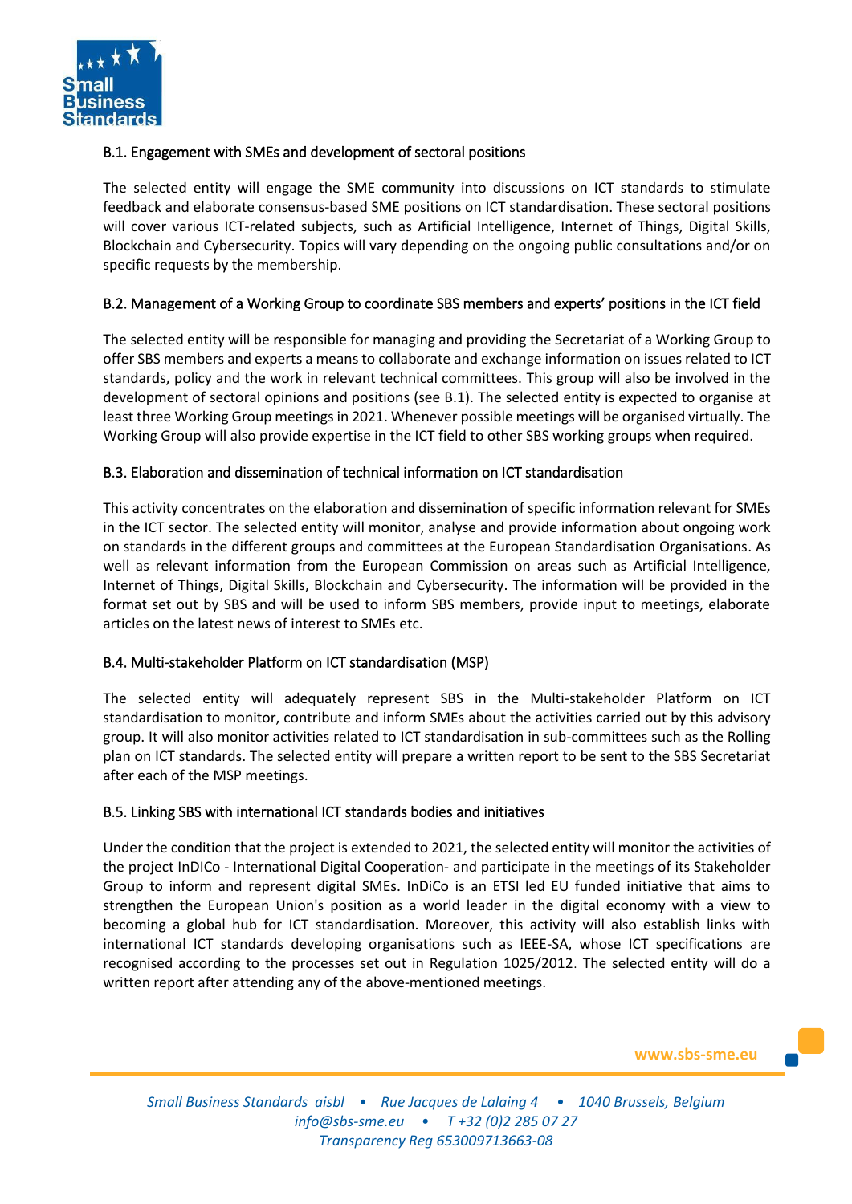### B.1. Engagement with SMEs and development of sectoral positions

The selected entity will engage the SME community into discussions on ICT standards to stimulate feedback and elaborate consensus-based SME positions on ICT standardisation. These sectoral positions will cover various ICT-related subjects, such as Artificial Intelligence, Internet of Things, Digital Skills, Blockchain and Cybersecurity. Topics will vary depending on the ongoing public consultations and/or on specific requests by the membership.

### B.2. Management of a Working Group to coordinate SBS members and experts' positions in the ICT field

The selected entity will be responsible for managing and providing the Secretariat of a Working Group to offer SBS members and experts a means to collaborate and exchange information on issues related to ICT standards, policy and the work in relevant technical committees. This group will also be involved in the development of sectoral opinions and positions (see B.1). The selected entity is expected to organise at least three Working Group meetings in 2021. Whenever possible meetings will be organised virtually. The Working Group will also provide expertise in the ICT field to other SBS working groups when required.

### B.3. Elaboration and dissemination of technical information on ICT standardisation

This activity concentrates on the elaboration and dissemination of specific information relevant for SMEs in the ICT sector. The selected entity will monitor, analyse and provide information about ongoing work on standards in the different groups and committees at the European Standardisation Organisations. As well as relevant information from the European Commission on areas such as Artificial Intelligence, Internet of Things, Digital Skills, Blockchain and Cybersecurity. The information will be provided in the format set out by SBS and will be used to inform SBS members, provide input to meetings, elaborate articles on the latest news of interest to SMEs etc.

### B.4. Multi-stakeholder Platform on ICT standardisation (MSP)

The selected entity will adequately represent SBS in the Multi-stakeholder Platform on ICT standardisation to monitor, contribute and inform SMEs about the activities carried out by this advisory group. It will also monitor activities related to ICT standardisation in sub-committees such as the Rolling plan on ICT standards. The selected entity will prepare a written report to be sent to the SBS Secretariat after each of the MSP meetings.

### B.5. Linking SBS with international ICT standards bodies and initiatives

Under the condition that the project is extended to 2021, the selected entity will monitor the activities of the project InDICo - International Digital Cooperation- and participate in the meetings of its Stakeholder Group to inform and represent digital SMEs. InDiCo is an ETSI led EU funded initiative that aims to strengthen the European Union's position as a world leader in the digital economy with a view to becoming a global hub for ICT standardisation. Moreover, this activity will also establish links with international ICT standards developing organisations such as IEEE-SA, whose ICT specifications are recognised according to the processes set out in Regulation 1025/2012. The selected entity will do a written report after attending any of the above-mentioned meetings.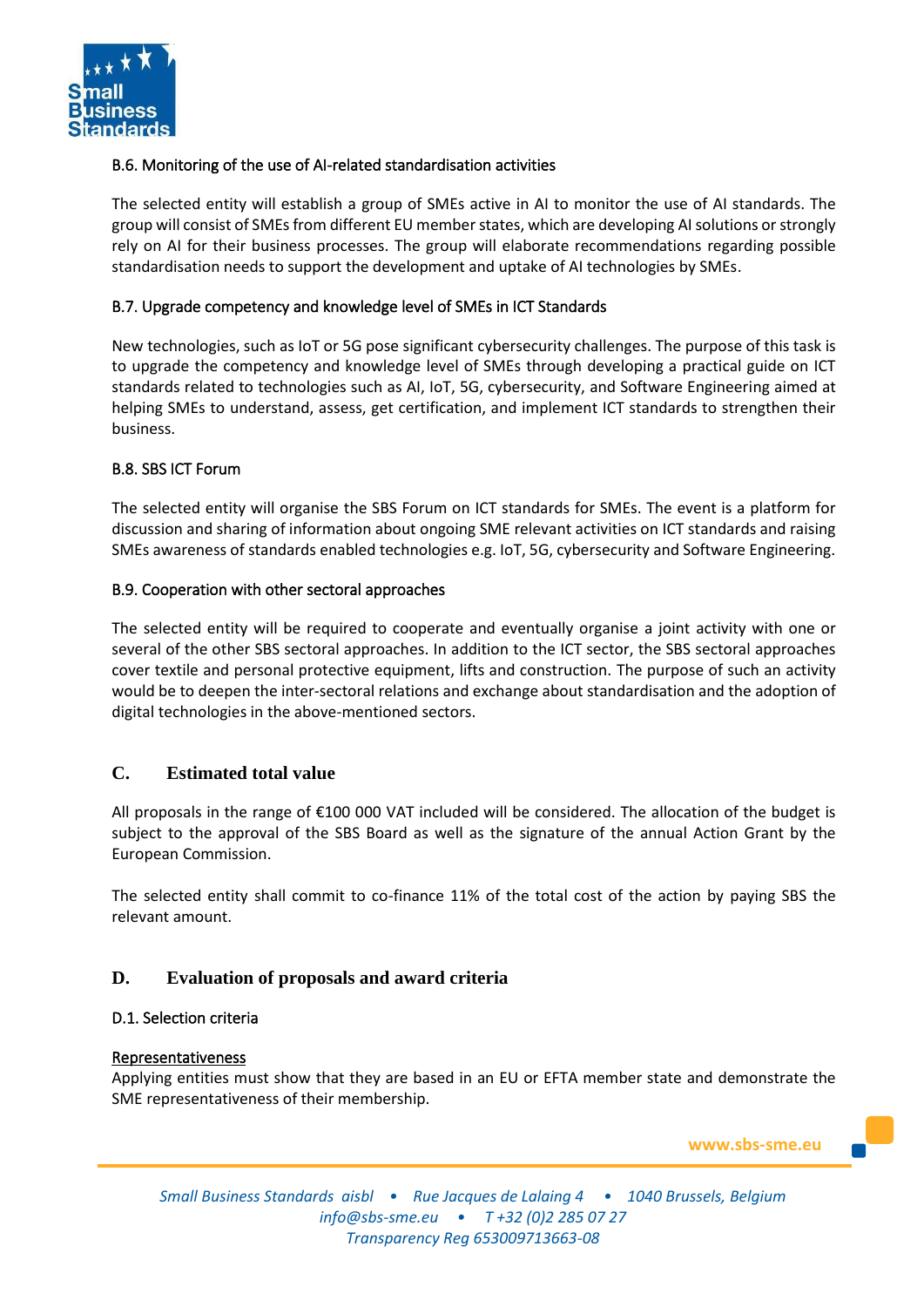### B.6. Monitoring of the use of AI-related standardisation activities

The selected entity will establish a group of SMEs active in AI to monitor the use of AI standards. The group will consist of SMEs from different EU member states, which are developing AI solutions or strongly rely on AI for their business processes. The group will elaborate recommendations regarding possible standardisation needs to support the development and uptake of AI technologies by SMEs.

### B.7. Upgrade competency and knowledge level of SMEs in ICT Standards

New technologies, such as IoT or 5G pose significant cybersecurity challenges. The purpose of this task is to upgrade the competency and knowledge level of SMEs through developing a practical guide on ICT standards related to technologies such as AI, IoT, 5G, cybersecurity, and Software Engineering aimed at helping SMEs to understand, assess, get certification, and implement ICT standards to strengthen their business.

### B.8. SBS ICT Forum

The selected entity will organise the SBS Forum on ICT standards for SMEs. The event is a platform for discussion and sharing of information about ongoing SME relevant activities on ICT standards and raising SMEs awareness of standards enabled technologies e.g. IoT, 5G, cybersecurity and Software Engineering.

### B.9. Cooperation with other sectoral approaches

The selected entity will be required to cooperate and eventually organise a joint activity with one or several of the other SBS sectoral approaches. In addition to the ICT sector, the SBS sectoral approaches cover textile and personal protective equipment, lifts and construction. The purpose of such an activity would be to deepen the inter-sectoral relations and exchange about standardisation and the adoption of digital technologies in the above-mentioned sectors.

## C. Estimated total value

All proposals in the range of €100 000 VAT included will be considered. The allocation of the budget is subject to the approval of the SBS Board as well as the signature of the annual Action Grant by the European Commission.

The selected entity shall commit to co-finance 11% of the total cost of the action by paying SBS the relevant amount.

## D. Evaluation of proposals and award criteria

### D.1. Selection criteria

Representativeness

Applying entities must show that they are based in an EU or EFTA member state and demonstrate the SME representativeness of their membership.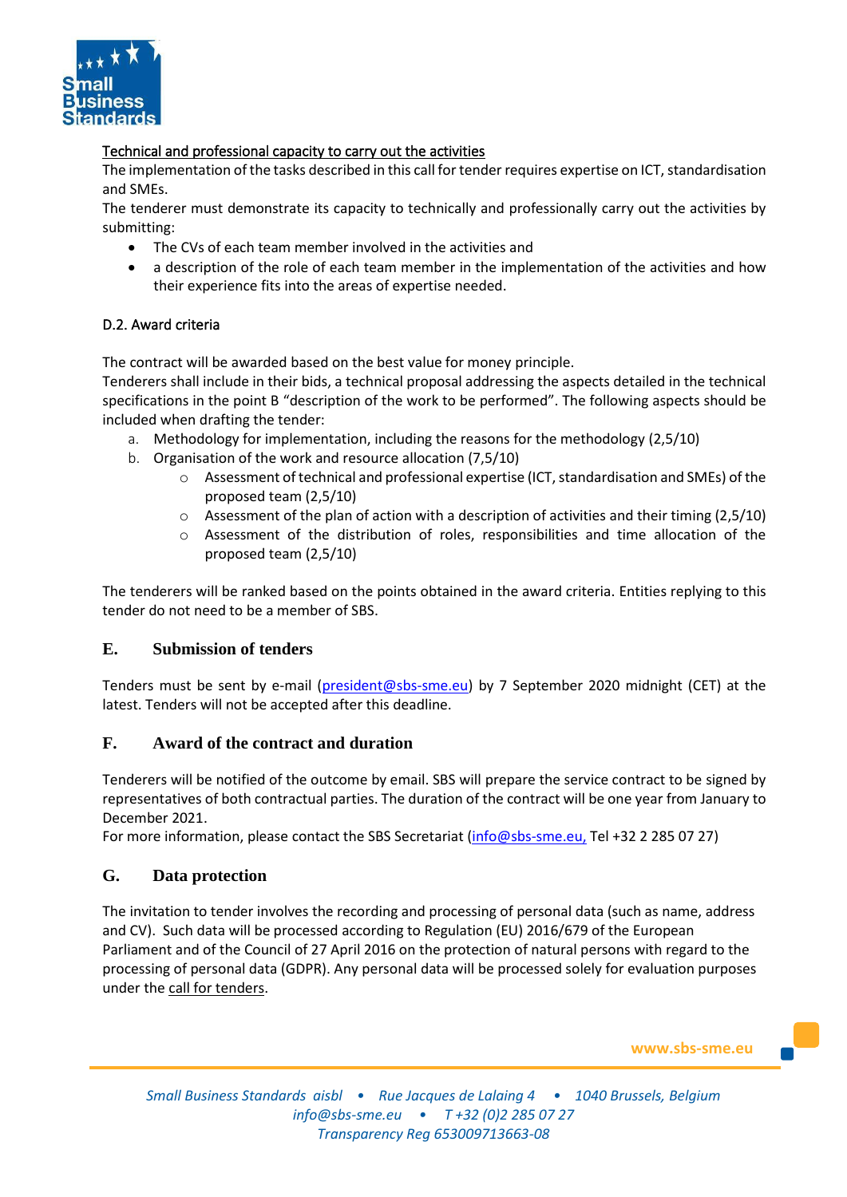Technical and professional capacity to carry out the activities

The implementation of the tasks described in this call for tender requires expertise on ICT, standardisation and SMEs.

The tenderer must demonstrate its capacity to technically and professionally carry out the activities by submitting:

- The CVs of each team member involved in the activities and
- a description of the role of each team member in the implementation of the activities and how their experience fits into the areas of expertise needed.

### D.2. Award criteria

The contract will be awarded based on the best value for money principle.

Tenderers shall include in their bids, a technical proposal addressing the aspects detailed in the technical specifications in the point B "description of the work to be performed". The following aspects should be included when drafting the tender:

a. Methodology for implementation, including the reasons for the methodology (2,5/10)
b. Organisation of the work and resource allocation (7,5/10)
   - Assessment of technical and professional expertise (ICT, standardisation and SMEs) of the proposed team (2,5/10)
   - Assessment of the plan of action with a description of activities and their timing (2,5/10)
   - Assessment of the distribution of roles, responsibilities and time allocation of the proposed team (2,5/10)

The tenderers will be ranked based on the points obtained in the award criteria. Entities replying to this tender do not need to be a member of SBS.

## E. Submission of tenders

Tenders must be sent by e-mail (president@sbs-sme.eu) by 7 September 2020 midnight (CET) at the latest. Tenders will not be accepted after this deadline.

## F. Award of the contract and duration

Tenderers will be notified of the outcome by email. SBS will prepare the service contract to be signed by representatives of both contractual parties. The duration of the contract will be one year from January to December 2021.

For more information, please contact the SBS Secretariat (info@sbs-sme.eu, Tel +32 2 285 07 27)

## G. Data protection

The invitation to tender involves the recording and processing of personal data (such as name, address and CV). Such data will be processed according to Regulation (EU) 2016/679 of the European Parliament and of the Council of 27 April 2016 on the protection of natural persons with regard to the processing of personal data (GDPR). Any personal data will be processed solely for evaluation purposes under the call for tenders.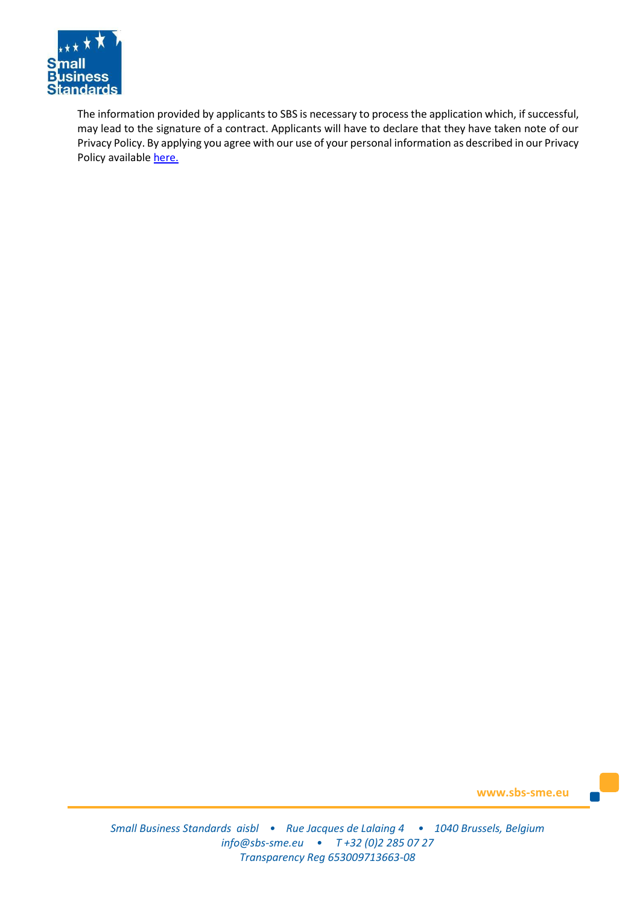The information provided by applicants to SBS is necessary to process the application which, if successful, may lead to the signature of a contract. Applicants will have to declare that they have taken note of our Privacy Policy. By applying you agree with our use of your personal information as described in our Privacy Policy available here.